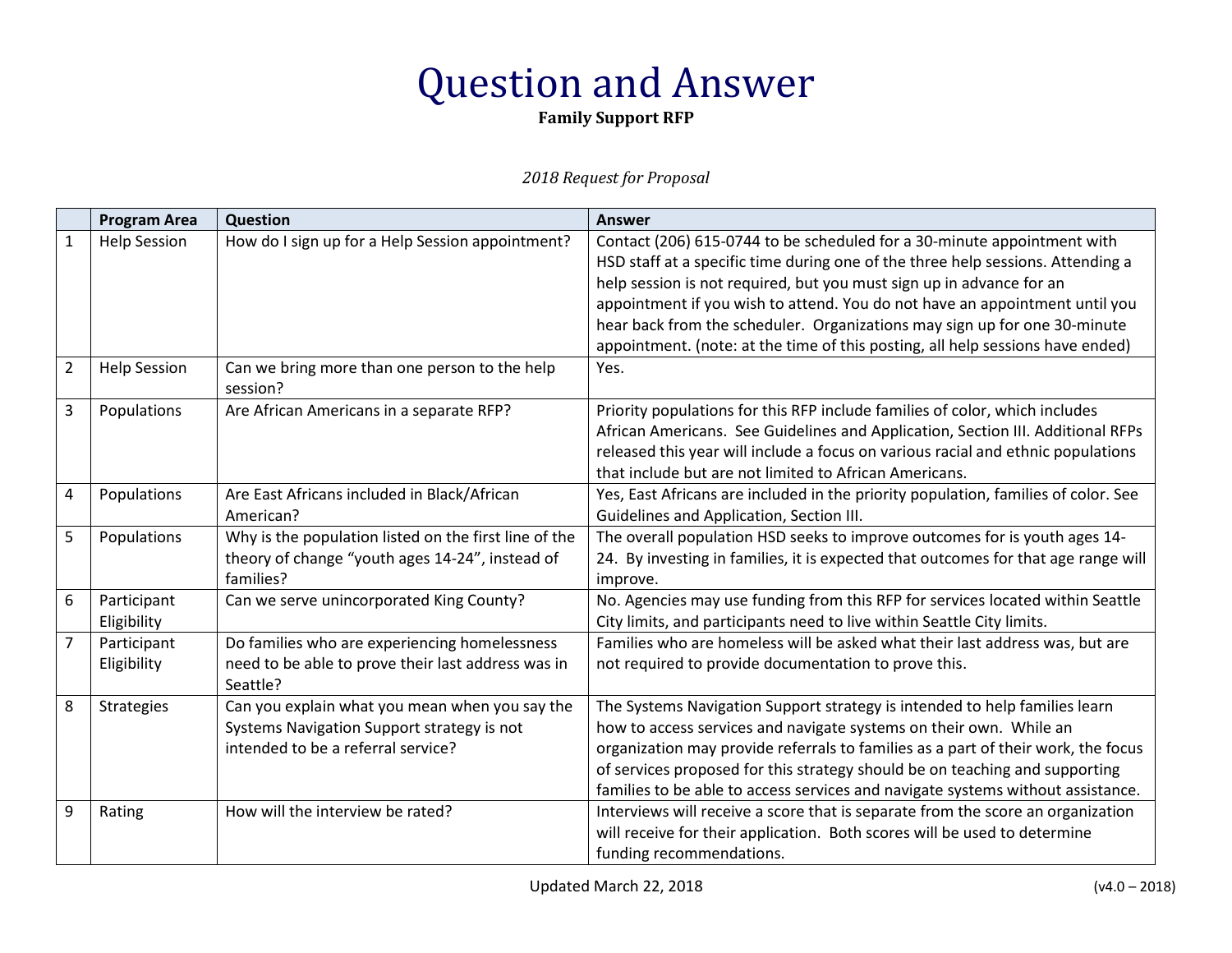# Question and Answer

**Family Support RFP**

*2018 Request for Proposal*

| | Program Area | Question | Answer |
|---|---|---|---|
| 1 | Help Session | How do I sign up for a Help Session appointment? | Contact (206) 615-0744 to be scheduled for a 30-minute appointment with HSD staff at a specific time during one of the three help sessions. Attending a help session is not required, but you must sign up in advance for an appointment if you wish to attend. You do not have an appointment until you hear back from the scheduler. Organizations may sign up for one 30-minute appointment. (note: at the time of this posting, all help sessions have ended) |
| 2 | Help Session | Can we bring more than one person to the help session? | Yes. |
| 3 | Populations | Are African Americans in a separate RFP? | Priority populations for this RFP include families of color, which includes African Americans. See Guidelines and Application, Section III. Additional RFPs released this year will include a focus on various racial and ethnic populations that include but are not limited to African Americans. |
| 4 | Populations | Are East Africans included in Black/African American? | Yes, East Africans are included in the priority population, families of color. See Guidelines and Application, Section III. |
| 5 | Populations | Why is the population listed on the first line of the theory of change "youth ages 14-24", instead of families? | The overall population HSD seeks to improve outcomes for is youth ages 14-24. By investing in families, it is expected that outcomes for that age range will improve. |
| 6 | Participant Eligibility | Can we serve unincorporated King County? | No. Agencies may use funding from this RFP for services located within Seattle City limits, and participants need to live within Seattle City limits. |
| 7 | Participant Eligibility | Do families who are experiencing homelessness need to be able to prove their last address was in Seattle? | Families who are homeless will be asked what their last address was, but are not required to provide documentation to prove this. |
| 8 | Strategies | Can you explain what you mean when you say the Systems Navigation Support strategy is not intended to be a referral service? | The Systems Navigation Support strategy is intended to help families learn how to access services and navigate systems on their own. While an organization may provide referrals to families as a part of their work, the focus of services proposed for this strategy should be on teaching and supporting families to be able to access services and navigate systems without assistance. |
| 9 | Rating | How will the interview be rated? | Interviews will receive a score that is separate from the score an organization will receive for their application. Both scores will be used to determine funding recommendations. |

Updated March 22, 2018 (v4.0 – 2018)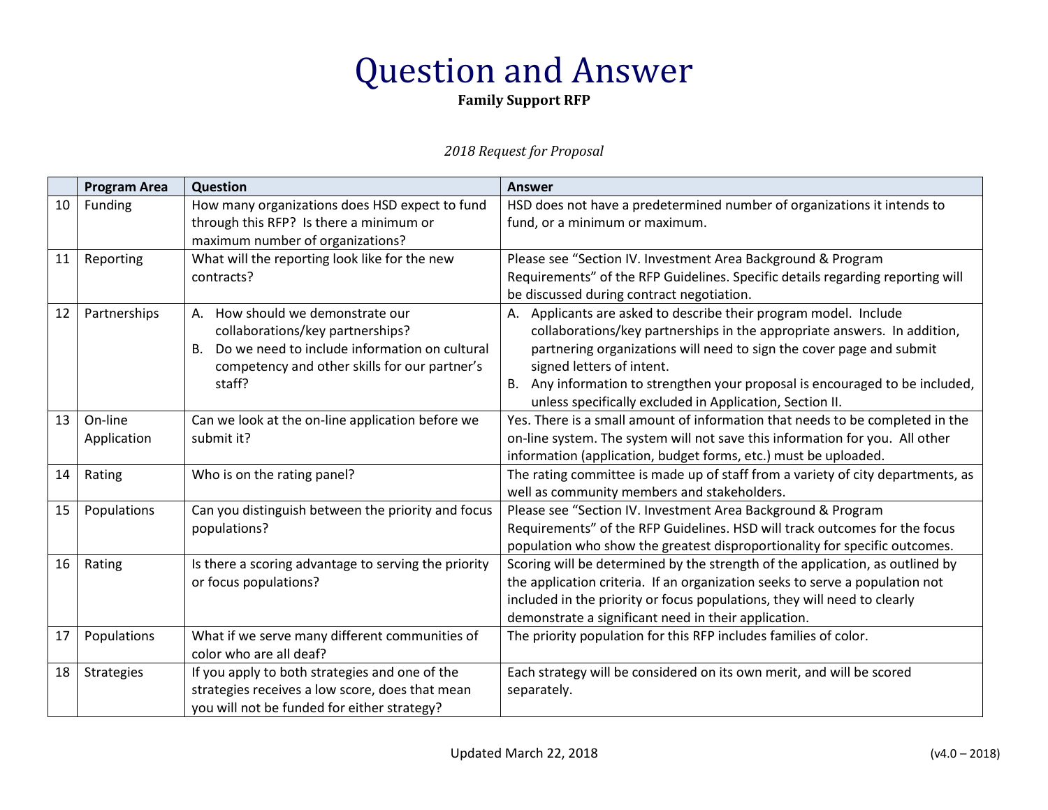# Question and Answer

**Family Support RFP**

*2018 Request for Proposal*

| | Program Area | Question | Answer |
|---|---|---|---|
| 10 | Funding | How many organizations does HSD expect to fund through this RFP? Is there a minimum or maximum number of organizations? | HSD does not have a predetermined number of organizations it intends to fund, or a minimum or maximum. |
| 11 | Reporting | What will the reporting look like for the new contracts? | Please see "Section IV. Investment Area Background & Program Requirements" of the RFP Guidelines. Specific details regarding reporting will be discussed during contract negotiation. |
| 12 | Partnerships | A. How should we demonstrate our collaborations/key partnerships?<br>B. Do we need to include information on cultural competency and other skills for our partner's staff? | A. Applicants are asked to describe their program model. Include collaborations/key partnerships in the appropriate answers. In addition, partnering organizations will need to sign the cover page and submit signed letters of intent.<br>B. Any information to strengthen your proposal is encouraged to be included, unless specifically excluded in Application, Section II. |
| 13 | On-line Application | Can we look at the on-line application before we submit it? | Yes. There is a small amount of information that needs to be completed in the on-line system. The system will not save this information for you. All other information (application, budget forms, etc.) must be uploaded. |
| 14 | Rating | Who is on the rating panel? | The rating committee is made up of staff from a variety of city departments, as well as community members and stakeholders. |
| 15 | Populations | Can you distinguish between the priority and focus populations? | Please see "Section IV. Investment Area Background & Program Requirements" of the RFP Guidelines. HSD will track outcomes for the focus population who show the greatest disproportionality for specific outcomes. |
| 16 | Rating | Is there a scoring advantage to serving the priority or focus populations? | Scoring will be determined by the strength of the application, as outlined by the application criteria. If an organization seeks to serve a population not included in the priority or focus populations, they will need to clearly demonstrate a significant need in their application. |
| 17 | Populations | What if we serve many different communities of color who are all deaf? | The priority population for this RFP includes families of color. |
| 18 | Strategies | If you apply to both strategies and one of the strategies receives a low score, does that mean you will not be funded for either strategy? | Each strategy will be considered on its own merit, and will be scored separately. |

Updated March 22, 2018 (v4.0 – 2018)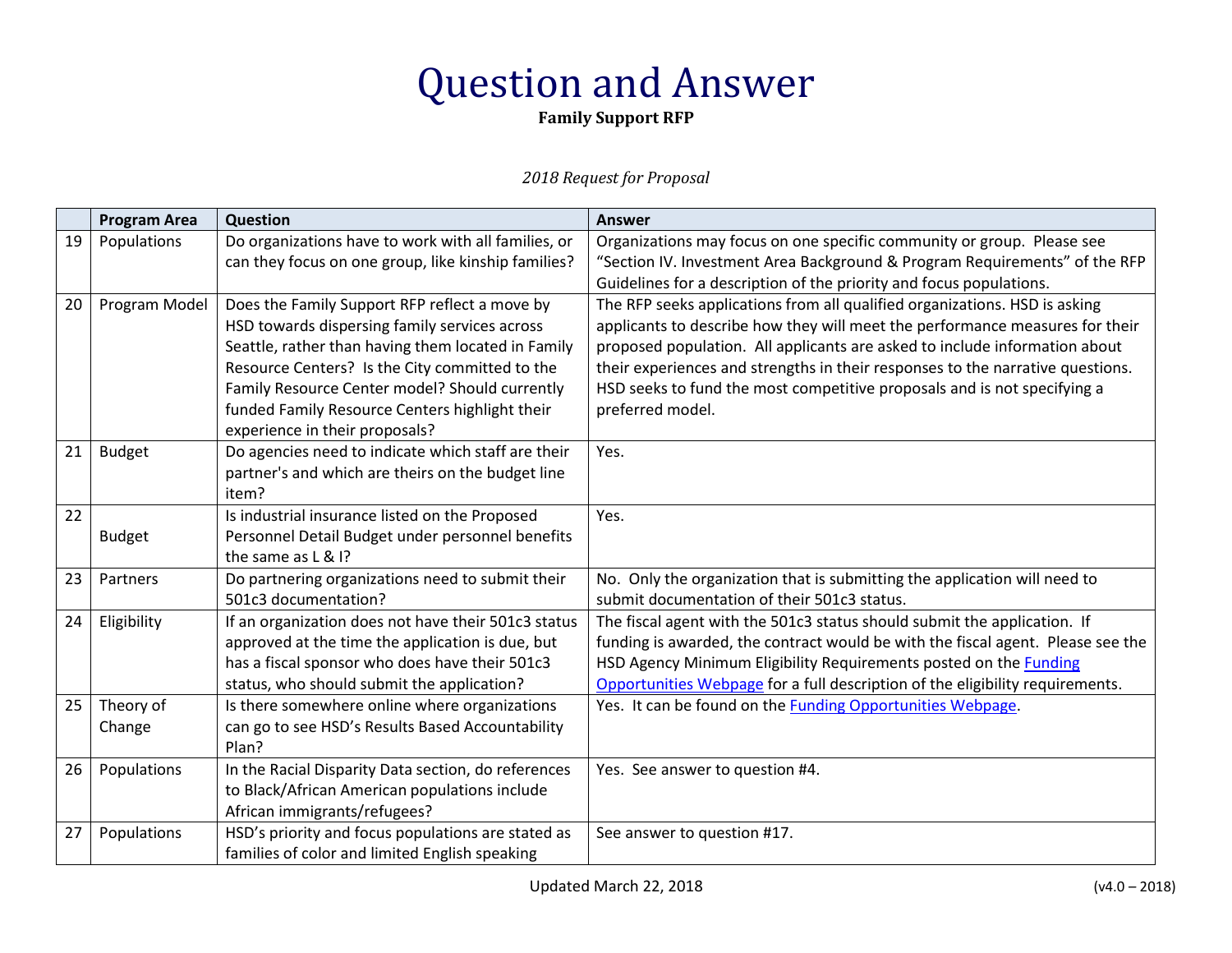# Question and Answer

**Family Support RFP**

*2018 Request for Proposal*

| | Program Area | Question | Answer |
|---|---|---|---|
| 19 | Populations | Do organizations have to work with all families, or can they focus on one group, like kinship families? | Organizations may focus on one specific community or group. Please see "Section IV. Investment Area Background & Program Requirements" of the RFP Guidelines for a description of the priority and focus populations. |
| 20 | Program Model | Does the Family Support RFP reflect a move by HSD towards dispersing family services across Seattle, rather than having them located in Family Resource Centers? Is the City committed to the Family Resource Center model? Should currently funded Family Resource Centers highlight their experience in their proposals? | The RFP seeks applications from all qualified organizations. HSD is asking applicants to describe how they will meet the performance measures for their proposed population. All applicants are asked to include information about their experiences and strengths in their responses to the narrative questions. HSD seeks to fund the most competitive proposals and is not specifying a preferred model. |
| 21 | Budget | Do agencies need to indicate which staff are their partner's and which are theirs on the budget line item? | Yes. |
| 22 | Budget | Is industrial insurance listed on the Proposed Personnel Detail Budget under personnel benefits the same as L & I? | Yes. |
| 23 | Partners | Do partnering organizations need to submit their 501c3 documentation? | No. Only the organization that is submitting the application will need to submit documentation of their 501c3 status. |
| 24 | Eligibility | If an organization does not have their 501c3 status approved at the time the application is due, but has a fiscal sponsor who does have their 501c3 status, who should submit the application? | The fiscal agent with the 501c3 status should submit the application. If funding is awarded, the contract would be with the fiscal agent. Please see the HSD Agency Minimum Eligibility Requirements posted on the Funding Opportunities Webpage for a full description of the eligibility requirements. |
| 25 | Theory of Change | Is there somewhere online where organizations can go to see HSD's Results Based Accountability Plan? | Yes. It can be found on the Funding Opportunities Webpage. |
| 26 | Populations | In the Racial Disparity Data section, do references to Black/African American populations include African immigrants/refugees? | Yes. See answer to question #4. |
| 27 | Populations | HSD's priority and focus populations are stated as families of color and limited English speaking | See answer to question #17. |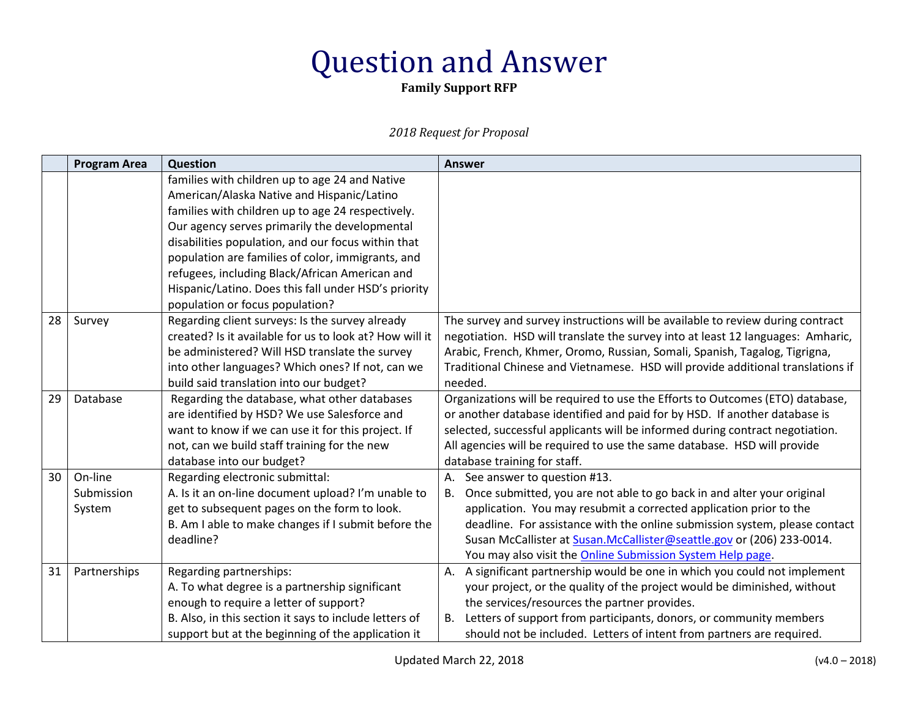# Question and Answer

**Family Support RFP**

*2018 Request for Proposal*

| | Program Area | Question | Answer |
|---|---|---|---|
| | | families with children up to age 24 and Native American/Alaska Native and Hispanic/Latino families with children up to age 24 respectively. Our agency serves primarily the developmental disabilities population, and our focus within that population are families of color, immigrants, and refugees, including Black/African American and Hispanic/Latino. Does this fall under HSD's priority population or focus population? | |
| 28 | Survey | Regarding client surveys: Is the survey already created? Is it available for us to look at? How will it be administered? Will HSD translate the survey into other languages? Which ones? If not, can we build said translation into our budget? | The survey and survey instructions will be available to review during contract negotiation. HSD will translate the survey into at least 12 languages: Amharic, Arabic, French, Khmer, Oromo, Russian, Somali, Spanish, Tagalog, Tigrigna, Traditional Chinese and Vietnamese. HSD will provide additional translations if needed. |
| 29 | Database | Regarding the database, what other databases are identified by HSD? We use Salesforce and want to know if we can use it for this project. If not, can we build staff training for the new database into our budget? | Organizations will be required to use the Efforts to Outcomes (ETO) database, or another database identified and paid for by HSD. If another database is selected, successful applicants will be informed during contract negotiation. All agencies will be required to use the same database. HSD will provide database training for staff. |
| 30 | On-line Submission System | Regarding electronic submittal:<br>A. Is it an on-line document upload? I'm unable to get to subsequent pages on the form to look.<br>B. Am I able to make changes if I submit before the deadline? | A. See answer to question #13.<br>B. Once submitted, you are not able to go back in and alter your original application. You may resubmit a corrected application prior to the deadline. For assistance with the online submission system, please contact Susan McCallister at Susan.McCallister@seattle.gov or (206) 233-0014. You may also visit the Online Submission System Help page. |
| 31 | Partnerships | Regarding partnerships:<br>A. To what degree is a partnership significant enough to require a letter of support?<br>B. Also, in this section it says to include letters of support but at the beginning of the application it | A. A significant partnership would be one in which you could not implement your project, or the quality of the project would be diminished, without the services/resources the partner provides.<br>B. Letters of support from participants, donors, or community members should not be included. Letters of intent from partners are required. |

Updated March 22, 2018 (v4.0 – 2018)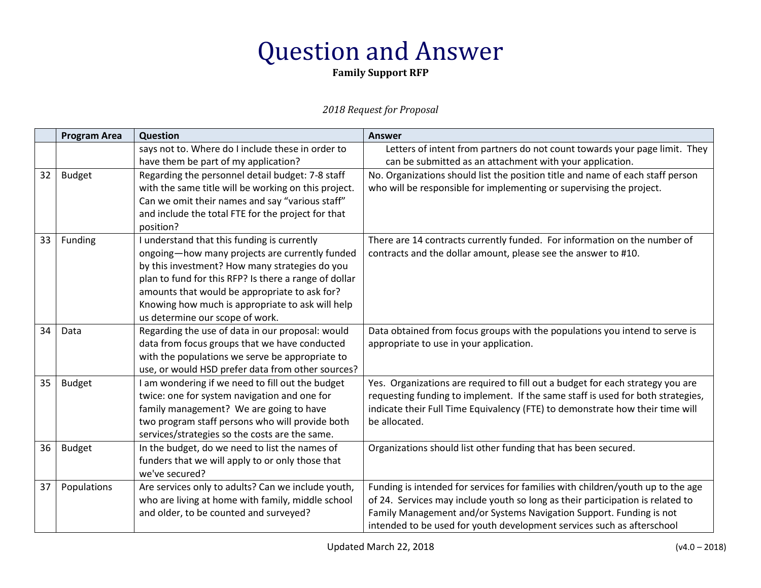# Question and Answer

**Family Support RFP**

*2018 Request for Proposal*

| | Program Area | Question | Answer |
|---|---|---|---|
| | | says not to. Where do I include these in order to have them be part of my application? | Letters of intent from partners do not count towards your page limit. They can be submitted as an attachment with your application. |
| 32 | Budget | Regarding the personnel detail budget: 7-8 staff with the same title will be working on this project. Can we omit their names and say "various staff" and include the total FTE for the project for that position? | No. Organizations should list the position title and name of each staff person who will be responsible for implementing or supervising the project. |
| 33 | Funding | I understand that this funding is currently ongoing—how many projects are currently funded by this investment? How many strategies do you plan to fund for this RFP? Is there a range of dollar amounts that would be appropriate to ask for? Knowing how much is appropriate to ask will help us determine our scope of work. | There are 14 contracts currently funded. For information on the number of contracts and the dollar amount, please see the answer to #10. |
| 34 | Data | Regarding the use of data in our proposal: would data from focus groups that we have conducted with the populations we serve be appropriate to use, or would HSD prefer data from other sources? | Data obtained from focus groups with the populations you intend to serve is appropriate to use in your application. |
| 35 | Budget | I am wondering if we need to fill out the budget twice: one for system navigation and one for family management? We are going to have two program staff persons who will provide both services/strategies so the costs are the same. | Yes. Organizations are required to fill out a budget for each strategy you are requesting funding to implement. If the same staff is used for both strategies, indicate their Full Time Equivalency (FTE) to demonstrate how their time will be allocated. |
| 36 | Budget | In the budget, do we need to list the names of funders that we will apply to or only those that we've secured? | Organizations should list other funding that has been secured. |
| 37 | Populations | Are services only to adults? Can we include youth, who are living at home with family, middle school and older, to be counted and surveyed? | Funding is intended for services for families with children/youth up to the age of 24. Services may include youth so long as their participation is related to Family Management and/or Systems Navigation Support. Funding is not intended to be used for youth development services such as afterschool |

Updated March 22, 2018 (v4.0 – 2018)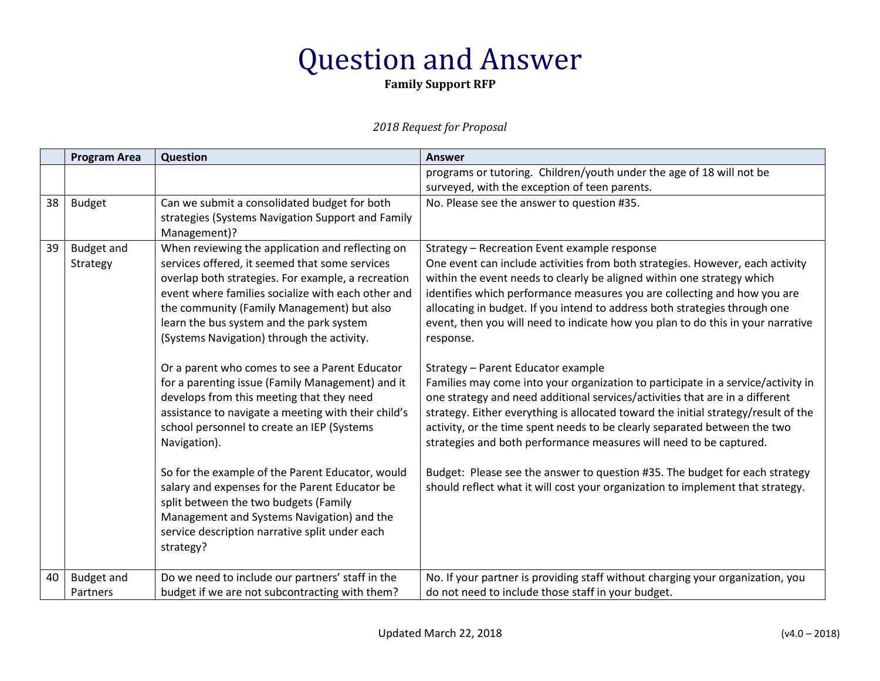# Question and Answer

**Family Support RFP**

*2018 Request for Proposal*

| | Program Area | Question | Answer |
|---|---|---|---|
| | | | programs or tutoring. Children/youth under the age of 18 will not be surveyed, with the exception of teen parents. |
| 38 | Budget | Can we submit a consolidated budget for both strategies (Systems Navigation Support and Family Management)? | No. Please see the answer to question #35. |
| 39 | Budget and Strategy | When reviewing the application and reflecting on services offered, it seemed that some services overlap both strategies. For example, a recreation event where families socialize with each other and the community (Family Management) but also learn the bus system and the park system (Systems Navigation) through the activity.<br><br>Or a parent who comes to see a Parent Educator for a parenting issue (Family Management) and it develops from this meeting that they need assistance to navigate a meeting with their child's school personnel to create an IEP (Systems Navigation).<br><br>So for the example of the Parent Educator, would salary and expenses for the Parent Educator be split between the two budgets (Family Management and Systems Navigation) and the service description narrative split under each strategy? | Strategy – Recreation Event example response<br>One event can include activities from both strategies. However, each activity within the event needs to clearly be aligned within one strategy which identifies which performance measures you are collecting and how you are allocating in budget. If you intend to address both strategies through one event, then you will need to indicate how you plan to do this in your narrative response.<br><br>Strategy – Parent Educator example<br>Families may come into your organization to participate in a service/activity in one strategy and need additional services/activities that are in a different strategy. Either everything is allocated toward the initial strategy/result of the activity, or the time spent needs to be clearly separated between the two strategies and both performance measures will need to be captured.<br><br>Budget: Please see the answer to question #35. The budget for each strategy should reflect what it will cost your organization to implement that strategy. |
| 40 | Budget and Partners | Do we need to include our partners' staff in the budget if we are not subcontracting with them? | No. If your partner is providing staff without charging your organization, you do not need to include those staff in your budget. |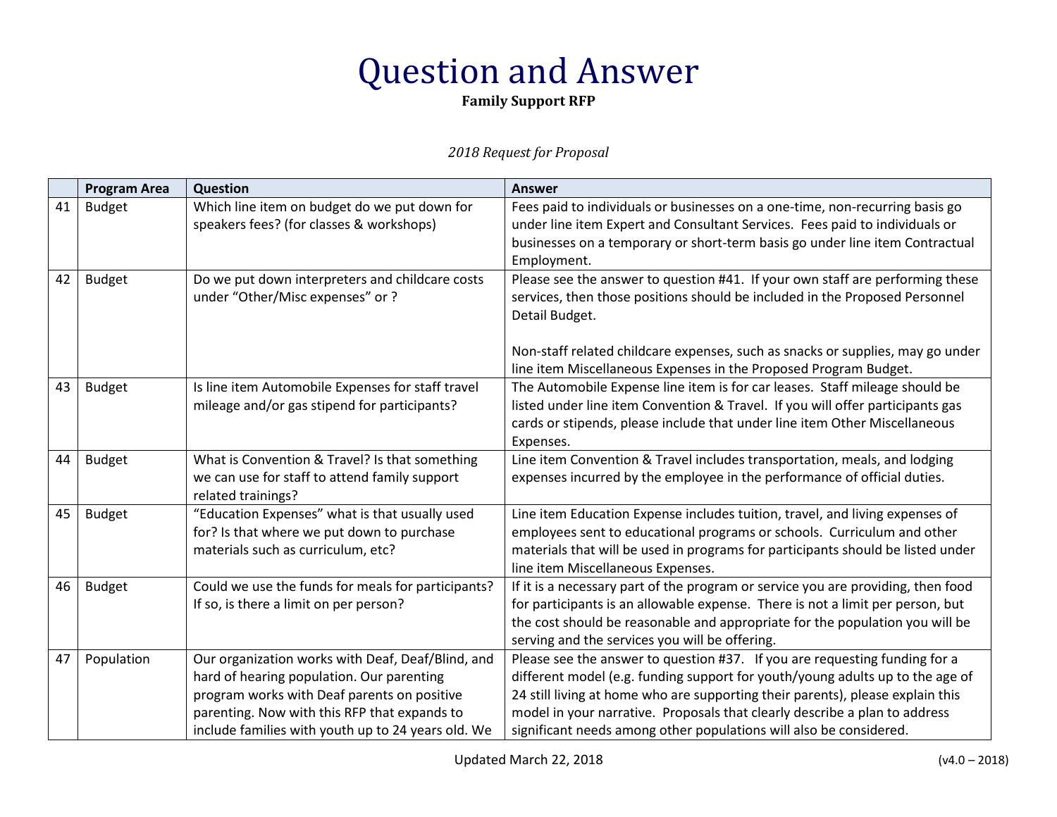# Question and Answer

**Family Support RFP**

*2018 Request for Proposal*

| | Program Area | Question | Answer |
|---|---|---|---|
| 41 | Budget | Which line item on budget do we put down for speakers fees? (for classes & workshops) | Fees paid to individuals or businesses on a one-time, non-recurring basis go under line item Expert and Consultant Services. Fees paid to individuals or businesses on a temporary or short-term basis go under line item Contractual Employment. |
| 42 | Budget | Do we put down interpreters and childcare costs under "Other/Misc expenses" or ? | Please see the answer to question #41. If your own staff are performing these services, then those positions should be included in the Proposed Personnel Detail Budget.<br><br>Non-staff related childcare expenses, such as snacks or supplies, may go under line item Miscellaneous Expenses in the Proposed Program Budget. |
| 43 | Budget | Is line item Automobile Expenses for staff travel mileage and/or gas stipend for participants? | The Automobile Expense line item is for car leases. Staff mileage should be listed under line item Convention & Travel. If you will offer participants gas cards or stipends, please include that under line item Other Miscellaneous Expenses. |
| 44 | Budget | What is Convention & Travel? Is that something we can use for staff to attend family support related trainings? | Line item Convention & Travel includes transportation, meals, and lodging expenses incurred by the employee in the performance of official duties. |
| 45 | Budget | "Education Expenses" what is that usually used for? Is that where we put down to purchase materials such as curriculum, etc? | Line item Education Expense includes tuition, travel, and living expenses of employees sent to educational programs or schools. Curriculum and other materials that will be used in programs for participants should be listed under line item Miscellaneous Expenses. |
| 46 | Budget | Could we use the funds for meals for participants? If so, is there a limit on per person? | If it is a necessary part of the program or service you are providing, then food for participants is an allowable expense. There is not a limit per person, but the cost should be reasonable and appropriate for the population you will be serving and the services you will be offering. |
| 47 | Population | Our organization works with Deaf, Deaf/Blind, and hard of hearing population. Our parenting program works with Deaf parents on positive parenting. Now with this RFP that expands to include families with youth up to 24 years old. We | Please see the answer to question #37. If you are requesting funding for a different model (e.g. funding support for youth/young adults up to the age of 24 still living at home who are supporting their parents), please explain this model in your narrative. Proposals that clearly describe a plan to address significant needs among other populations will also be considered. |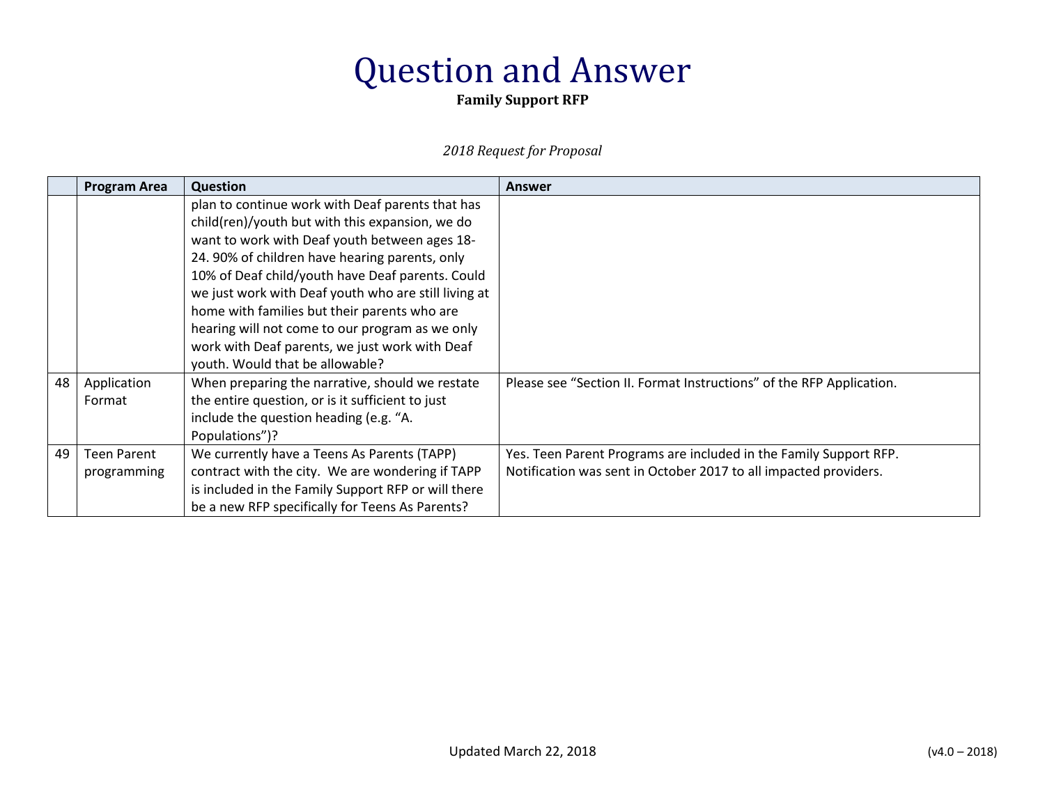# Question and Answer

**Family Support RFP**

*2018 Request for Proposal*

| | Program Area | Question | Answer |
|---|---|---|---|
| | | plan to continue work with Deaf parents that has child(ren)/youth but with this expansion, we do want to work with Deaf youth between ages 18-24. 90% of children have hearing parents, only 10% of Deaf child/youth have Deaf parents. Could we just work with Deaf youth who are still living at home with families but their parents who are hearing will not come to our program as we only work with Deaf parents, we just work with Deaf youth. Would that be allowable? | |
| 48 | Application Format | When preparing the narrative, should we restate the entire question, or is it sufficient to just include the question heading (e.g. "A. Populations")? | Please see "Section II. Format Instructions" of the RFP Application. |
| 49 | Teen Parent programming | We currently have a Teens As Parents (TAPP) contract with the city. We are wondering if TAPP is included in the Family Support RFP or will there be a new RFP specifically for Teens As Parents? | Yes. Teen Parent Programs are included in the Family Support RFP. Notification was sent in October 2017 to all impacted providers. |

Updated March 22, 2018

(v4.0 – 2018)